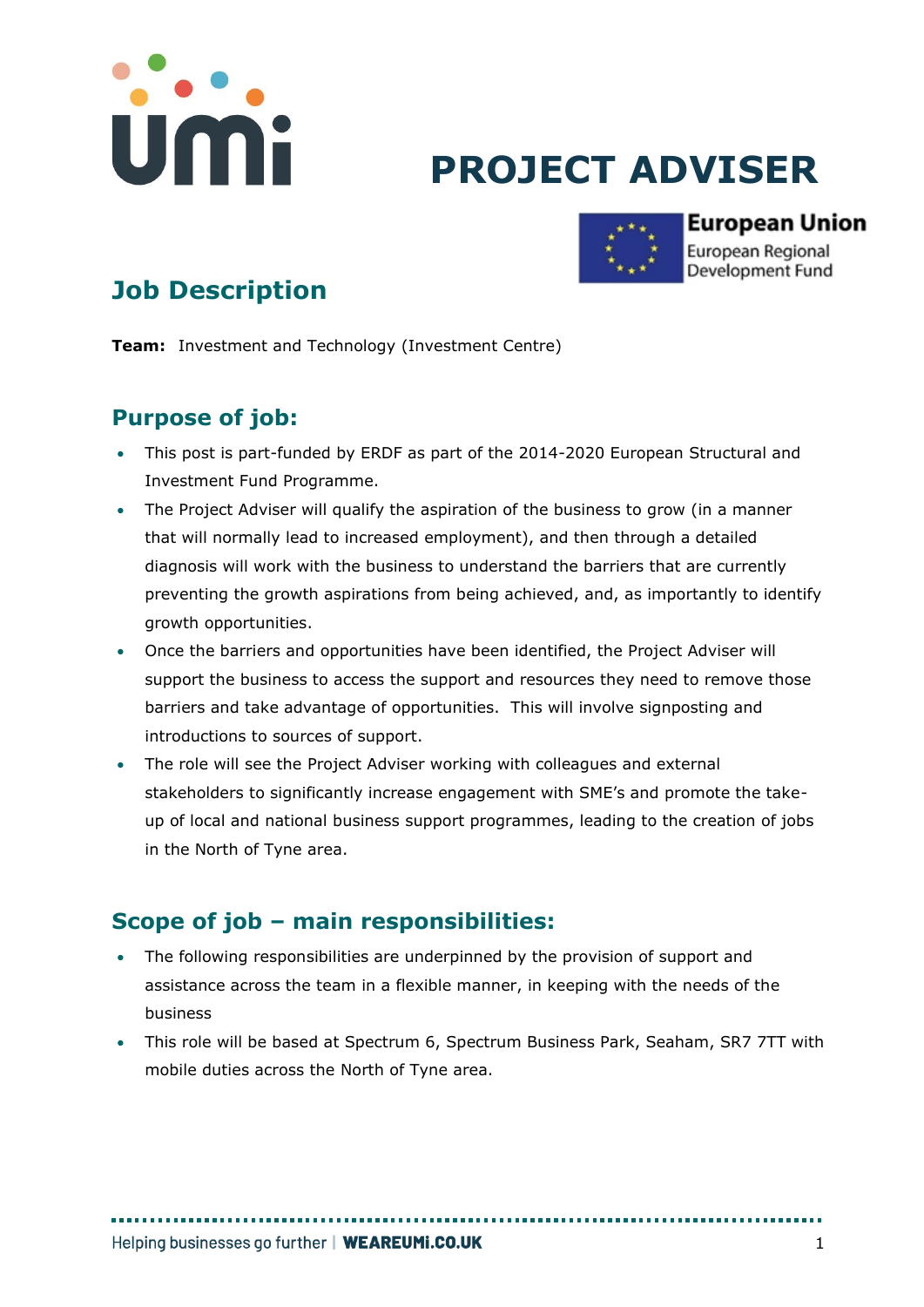# PROJECT ADVISER

European Union
European Regional Development Fund

## Job Description

**Team:** Investment and Technology (Investment Centre)

## Purpose of job:

- This post is part-funded by ERDF as part of the 2014-2020 European Structural and Investment Fund Programme.
- The Project Adviser will qualify the aspiration of the business to grow (in a manner that will normally lead to increased employment), and then through a detailed diagnosis will work with the business to understand the barriers that are currently preventing the growth aspirations from being achieved, and, as importantly to identify growth opportunities.
- Once the barriers and opportunities have been identified, the Project Adviser will support the business to access the support and resources they need to remove those barriers and take advantage of opportunities. This will involve signposting and introductions to sources of support.
- The role will see the Project Adviser working with colleagues and external stakeholders to significantly increase engagement with SME's and promote the take-up of local and national business support programmes, leading to the creation of jobs in the North of Tyne area.

## Scope of job – main responsibilities:

- The following responsibilities are underpinned by the provision of support and assistance across the team in a flexible manner, in keeping with the needs of the business
- This role will be based at Spectrum 6, Spectrum Business Park, Seaham, SR7 7TT with mobile duties across the North of Tyne area.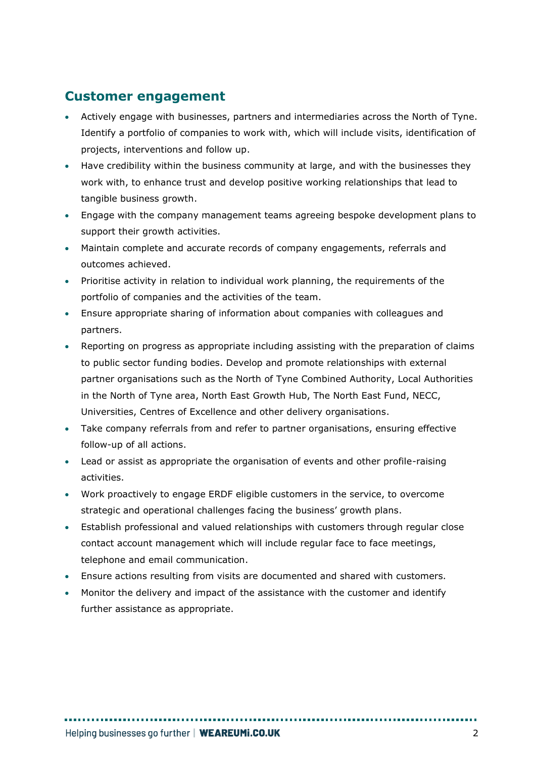## Customer engagement

- Actively engage with businesses, partners and intermediaries across the North of Tyne. Identify a portfolio of companies to work with, which will include visits, identification of projects, interventions and follow up.
- Have credibility within the business community at large, and with the businesses they work with, to enhance trust and develop positive working relationships that lead to tangible business growth.
- Engage with the company management teams agreeing bespoke development plans to support their growth activities.
- Maintain complete and accurate records of company engagements, referrals and outcomes achieved.
- Prioritise activity in relation to individual work planning, the requirements of the portfolio of companies and the activities of the team.
- Ensure appropriate sharing of information about companies with colleagues and partners.
- Reporting on progress as appropriate including assisting with the preparation of claims to public sector funding bodies. Develop and promote relationships with external partner organisations such as the North of Tyne Combined Authority, Local Authorities in the North of Tyne area, North East Growth Hub, The North East Fund, NECC, Universities, Centres of Excellence and other delivery organisations.
- Take company referrals from and refer to partner organisations, ensuring effective follow-up of all actions.
- Lead or assist as appropriate the organisation of events and other profile-raising activities.
- Work proactively to engage ERDF eligible customers in the service, to overcome strategic and operational challenges facing the business' growth plans.
- Establish professional and valued relationships with customers through regular close contact account management which will include regular face to face meetings, telephone and email communication.
- Ensure actions resulting from visits are documented and shared with customers.
- Monitor the delivery and impact of the assistance with the customer and identify further assistance as appropriate.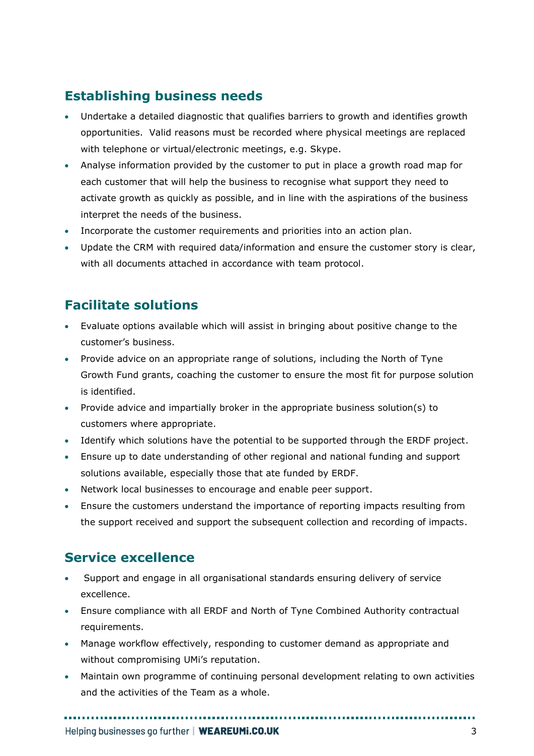## Establishing business needs

- Undertake a detailed diagnostic that qualifies barriers to growth and identifies growth opportunities. Valid reasons must be recorded where physical meetings are replaced with telephone or virtual/electronic meetings, e.g. Skype.
- Analyse information provided by the customer to put in place a growth road map for each customer that will help the business to recognise what support they need to activate growth as quickly as possible, and in line with the aspirations of the business interpret the needs of the business.
- Incorporate the customer requirements and priorities into an action plan.
- Update the CRM with required data/information and ensure the customer story is clear, with all documents attached in accordance with team protocol.

## Facilitate solutions

- Evaluate options available which will assist in bringing about positive change to the customer's business.
- Provide advice on an appropriate range of solutions, including the North of Tyne Growth Fund grants, coaching the customer to ensure the most fit for purpose solution is identified.
- Provide advice and impartially broker in the appropriate business solution(s) to customers where appropriate.
- Identify which solutions have the potential to be supported through the ERDF project.
- Ensure up to date understanding of other regional and national funding and support solutions available, especially those that ate funded by ERDF.
- Network local businesses to encourage and enable peer support.
- Ensure the customers understand the importance of reporting impacts resulting from the support received and support the subsequent collection and recording of impacts.

## Service excellence

- Support and engage in all organisational standards ensuring delivery of service excellence.
- Ensure compliance with all ERDF and North of Tyne Combined Authority contractual requirements.
- Manage workflow effectively, responding to customer demand as appropriate and without compromising UMi's reputation.
- Maintain own programme of continuing personal development relating to own activities and the activities of the Team as a whole.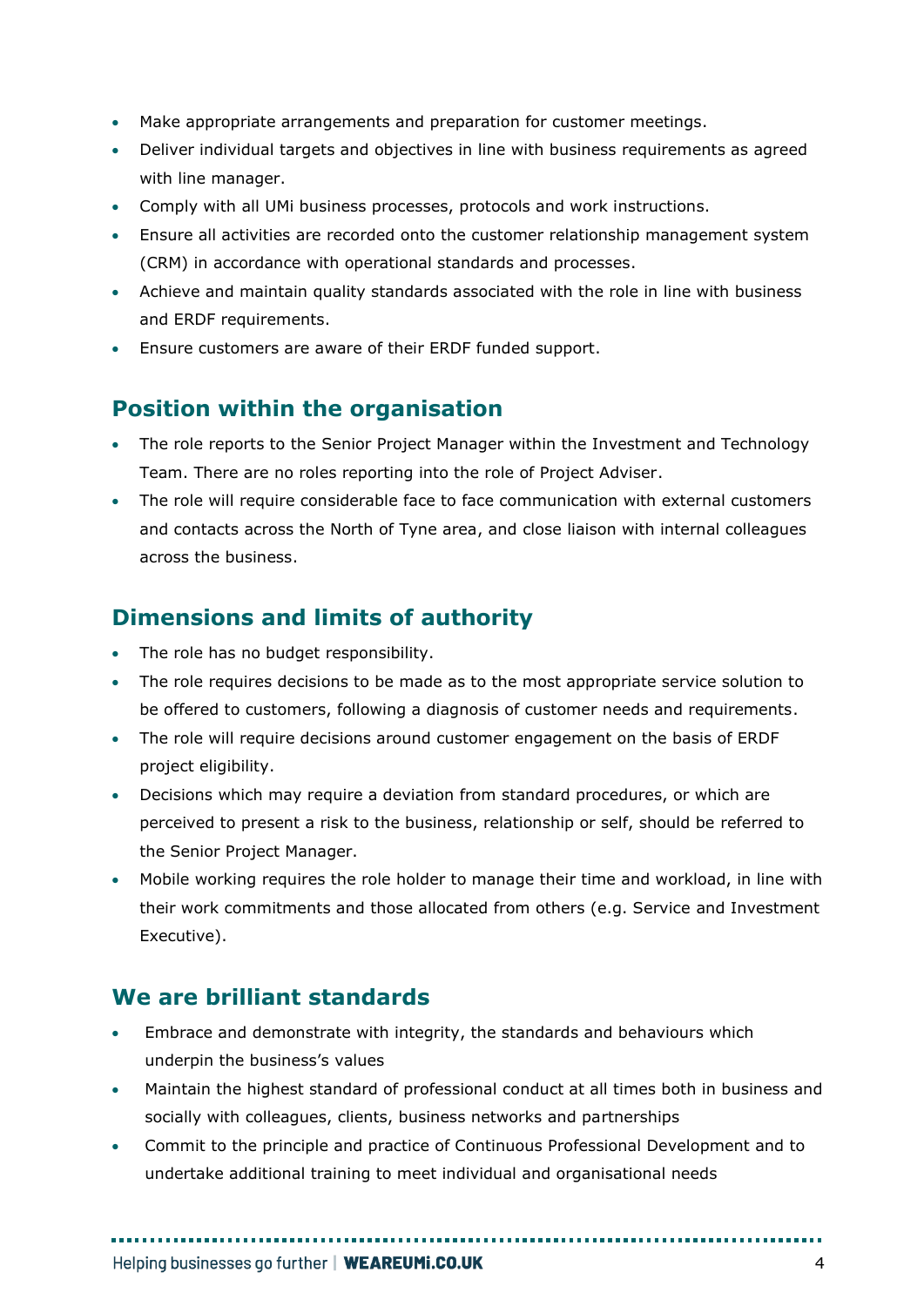- Make appropriate arrangements and preparation for customer meetings.
- Deliver individual targets and objectives in line with business requirements as agreed with line manager.
- Comply with all UMi business processes, protocols and work instructions.
- Ensure all activities are recorded onto the customer relationship management system (CRM) in accordance with operational standards and processes.
- Achieve and maintain quality standards associated with the role in line with business and ERDF requirements.
- Ensure customers are aware of their ERDF funded support.

## Position within the organisation

- The role reports to the Senior Project Manager within the Investment and Technology Team. There are no roles reporting into the role of Project Adviser.
- The role will require considerable face to face communication with external customers and contacts across the North of Tyne area, and close liaison with internal colleagues across the business.

## Dimensions and limits of authority

- The role has no budget responsibility.
- The role requires decisions to be made as to the most appropriate service solution to be offered to customers, following a diagnosis of customer needs and requirements.
- The role will require decisions around customer engagement on the basis of ERDF project eligibility.
- Decisions which may require a deviation from standard procedures, or which are perceived to present a risk to the business, relationship or self, should be referred to the Senior Project Manager.
- Mobile working requires the role holder to manage their time and workload, in line with their work commitments and those allocated from others (e.g. Service and Investment Executive).

## We are brilliant standards

- Embrace and demonstrate with integrity, the standards and behaviours which underpin the business's values
- Maintain the highest standard of professional conduct at all times both in business and socially with colleagues, clients, business networks and partnerships
- Commit to the principle and practice of Continuous Professional Development and to undertake additional training to meet individual and organisational needs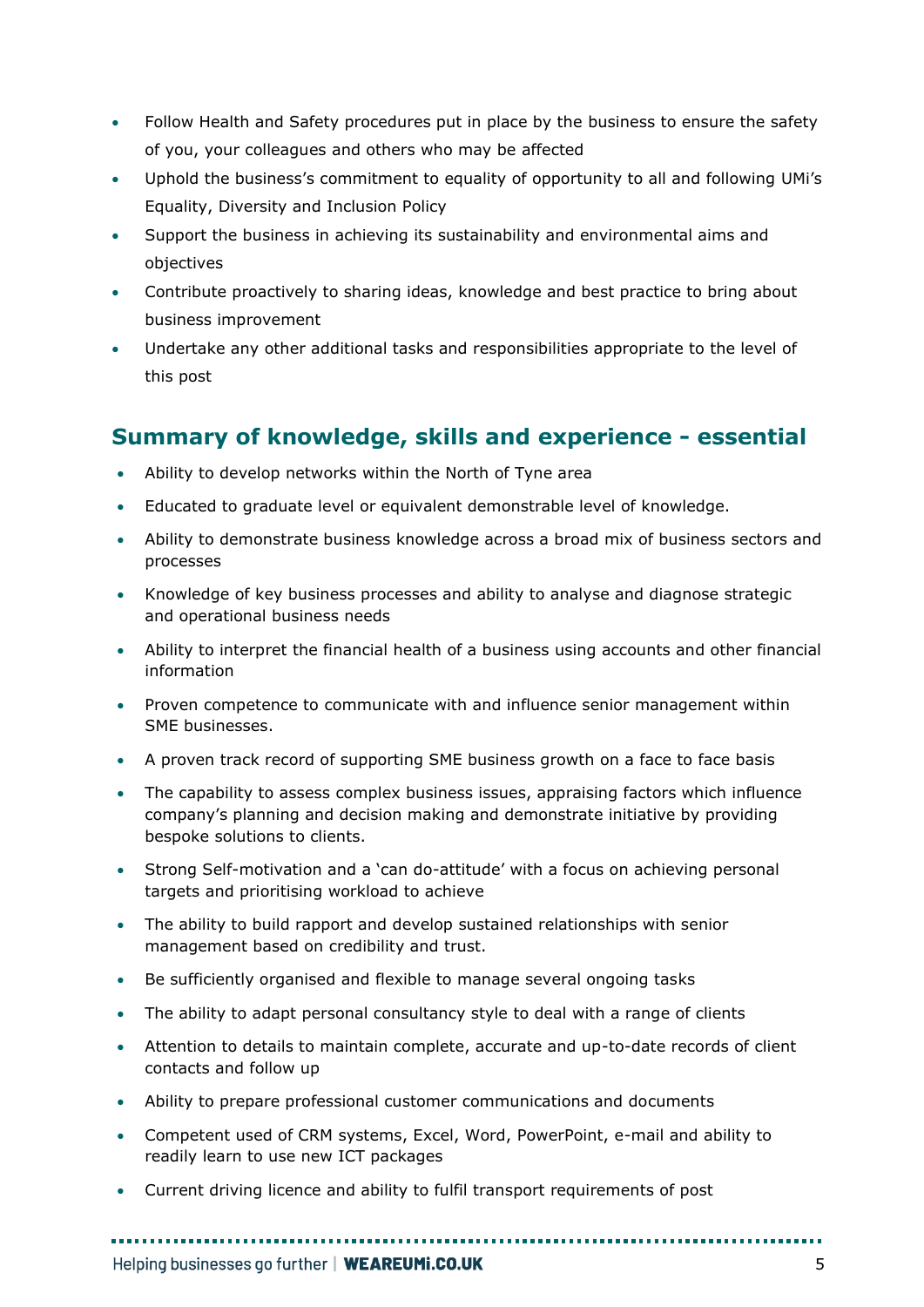- Follow Health and Safety procedures put in place by the business to ensure the safety of you, your colleagues and others who may be affected
- Uphold the business's commitment to equality of opportunity to all and following UMi's Equality, Diversity and Inclusion Policy
- Support the business in achieving its sustainability and environmental aims and objectives
- Contribute proactively to sharing ideas, knowledge and best practice to bring about business improvement
- Undertake any other additional tasks and responsibilities appropriate to the level of this post

## Summary of knowledge, skills and experience - essential

- Ability to develop networks within the North of Tyne area
- Educated to graduate level or equivalent demonstrable level of knowledge.
- Ability to demonstrate business knowledge across a broad mix of business sectors and processes
- Knowledge of key business processes and ability to analyse and diagnose strategic and operational business needs
- Ability to interpret the financial health of a business using accounts and other financial information
- Proven competence to communicate with and influence senior management within SME businesses.
- A proven track record of supporting SME business growth on a face to face basis
- The capability to assess complex business issues, appraising factors which influence company's planning and decision making and demonstrate initiative by providing bespoke solutions to clients.
- Strong Self-motivation and a 'can do-attitude' with a focus on achieving personal targets and prioritising workload to achieve
- The ability to build rapport and develop sustained relationships with senior management based on credibility and trust.
- Be sufficiently organised and flexible to manage several ongoing tasks
- The ability to adapt personal consultancy style to deal with a range of clients
- Attention to details to maintain complete, accurate and up-to-date records of client contacts and follow up
- Ability to prepare professional customer communications and documents
- Competent used of CRM systems, Excel, Word, PowerPoint, e-mail and ability to readily learn to use new ICT packages
- Current driving licence and ability to fulfil transport requirements of post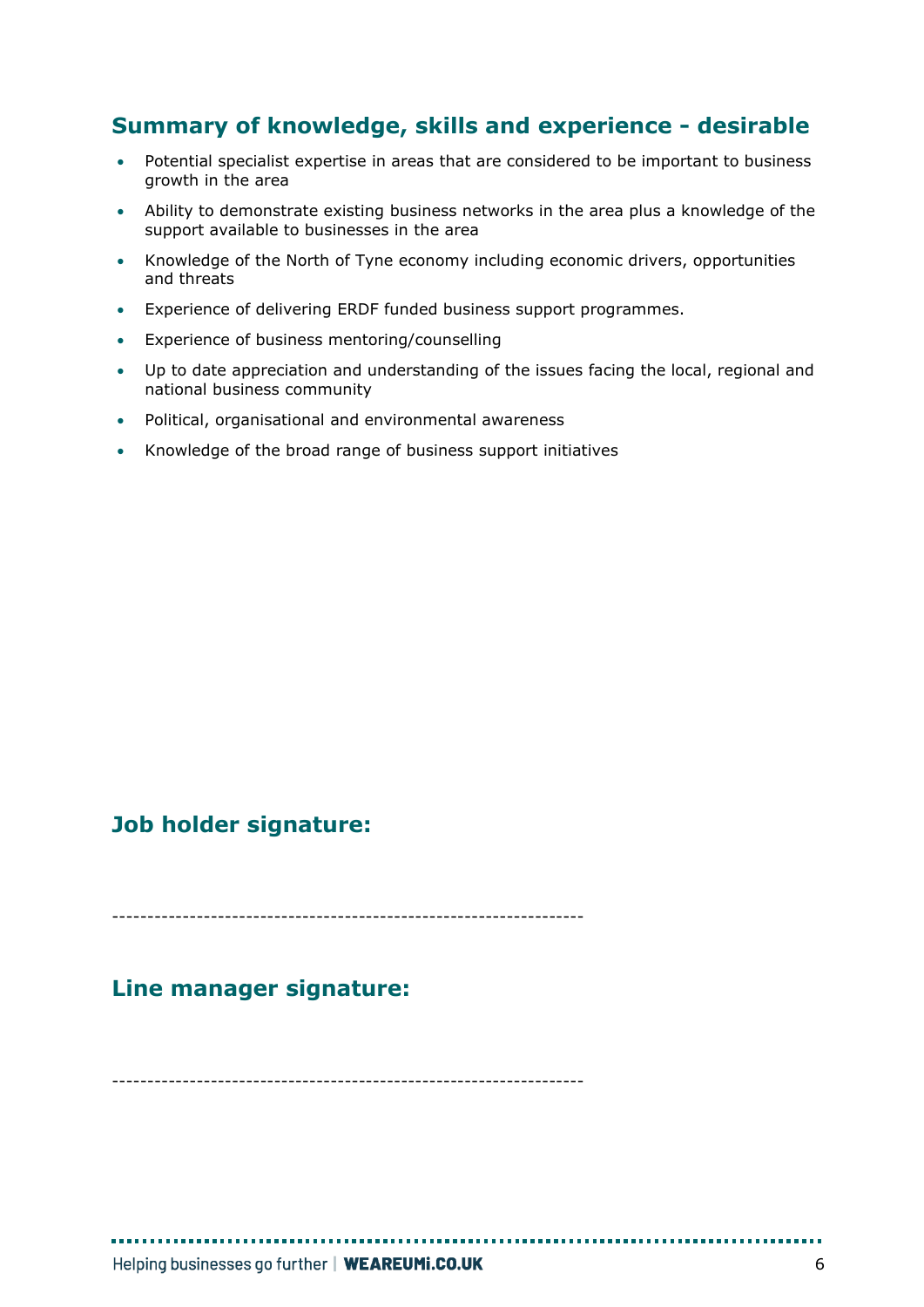## Summary of knowledge, skills and experience - desirable

- Potential specialist expertise in areas that are considered to be important to business growth in the area
- Ability to demonstrate existing business networks in the area plus a knowledge of the support available to businesses in the area
- Knowledge of the North of Tyne economy including economic drivers, opportunities and threats
- Experience of delivering ERDF funded business support programmes.
- Experience of business mentoring/counselling
- Up to date appreciation and understanding of the issues facing the local, regional and national business community
- Political, organisational and environmental awareness
- Knowledge of the broad range of business support initiatives

## Job holder signature:

-----------------------------------------------------------------

## Line manager signature:

-----------------------------------------------------------------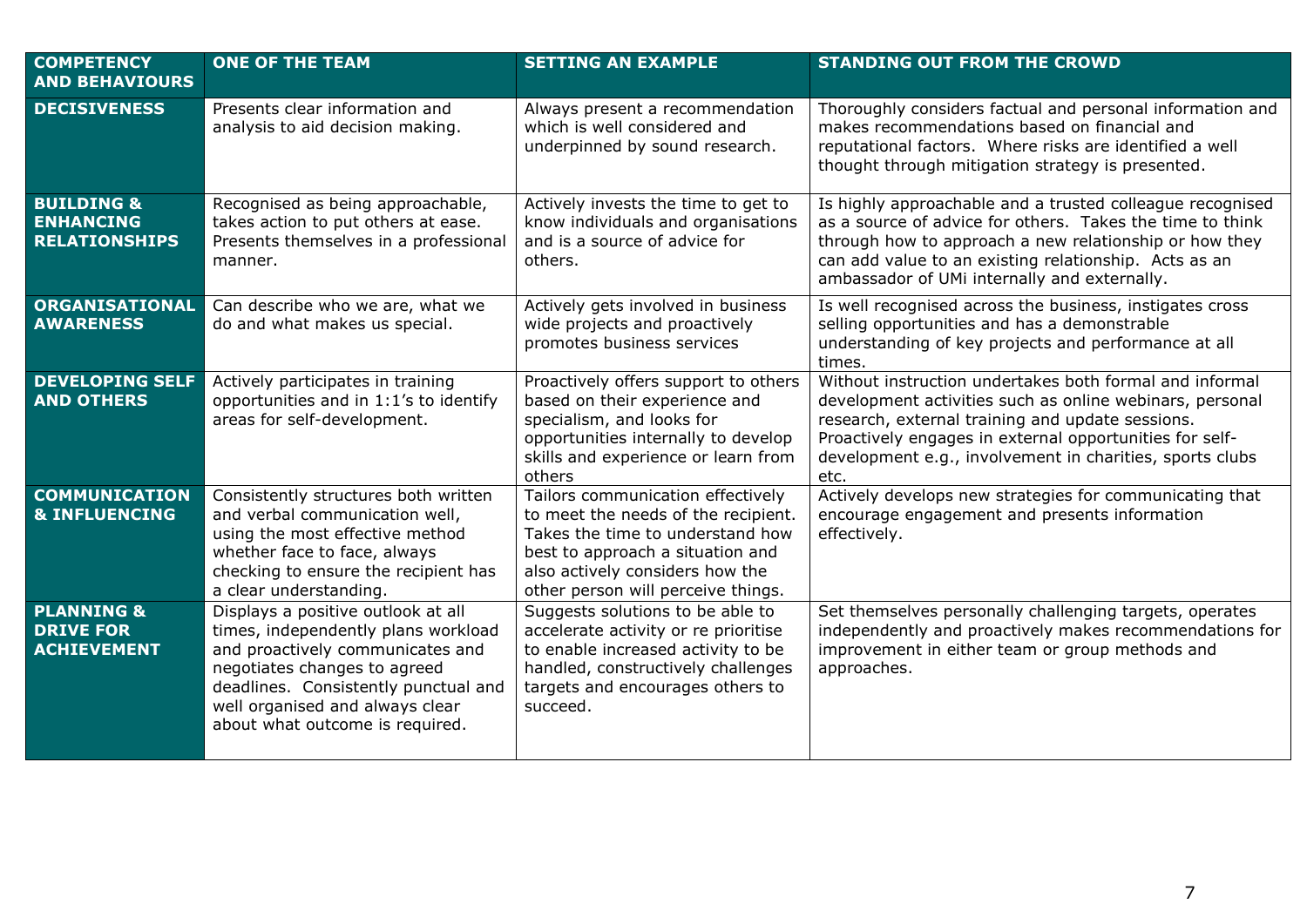| COMPETENCY AND BEHAVIOURS | ONE OF THE TEAM | SETTING AN EXAMPLE | STANDING OUT FROM THE CROWD |
|---|---|---|---|
| **DECISIVENESS** | Presents clear information and analysis to aid decision making. | Always present a recommendation which is well considered and underpinned by sound research. | Thoroughly considers factual and personal information and makes recommendations based on financial and reputational factors. Where risks are identified a well thought through mitigation strategy is presented. |
| **BUILDING & ENHANCING RELATIONSHIPS** | Recognised as being approachable, takes action to put others at ease. Presents themselves in a professional manner. | Actively invests the time to get to know individuals and organisations and is a source of advice for others. | Is highly approachable and a trusted colleague recognised as a source of advice for others. Takes the time to think through how to approach a new relationship or how they can add value to an existing relationship. Acts as an ambassador of UMi internally and externally. |
| **ORGANISATIONAL AWARENESS** | Can describe who we are, what we do and what makes us special. | Actively gets involved in business wide projects and proactively promotes business services | Is well recognised across the business, instigates cross selling opportunities and has a demonstrable understanding of key projects and performance at all times. |
| **DEVELOPING SELF AND OTHERS** | Actively participates in training opportunities and in 1:1's to identify areas for self-development. | Proactively offers support to others based on their experience and specialism, and looks for opportunities internally to develop skills and experience or learn from others | Without instruction undertakes both formal and informal development activities such as online webinars, personal research, external training and update sessions. Proactively engages in external opportunities for self-development e.g., involvement in charities, sports clubs etc. |
| **COMMUNICATION & INFLUENCING** | Consistently structures both written and verbal communication well, using the most effective method whether face to face, always checking to ensure the recipient has a clear understanding. | Tailors communication effectively to meet the needs of the recipient. Takes the time to understand how best to approach a situation and also actively considers how the other person will perceive things. | Actively develops new strategies for communicating that encourage engagement and presents information effectively. |
| **PLANNING & DRIVE FOR ACHIEVEMENT** | Displays a positive outlook at all times, independently plans workload and proactively communicates and negotiates changes to agreed deadlines. Consistently punctual and well organised and always clear about what outcome is required. | Suggests solutions to be able to accelerate activity or re prioritise to enable increased activity to be handled, constructively challenges targets and encourages others to succeed. | Set themselves personally challenging targets, operates independently and proactively makes recommendations for improvement in either team or group methods and approaches. |